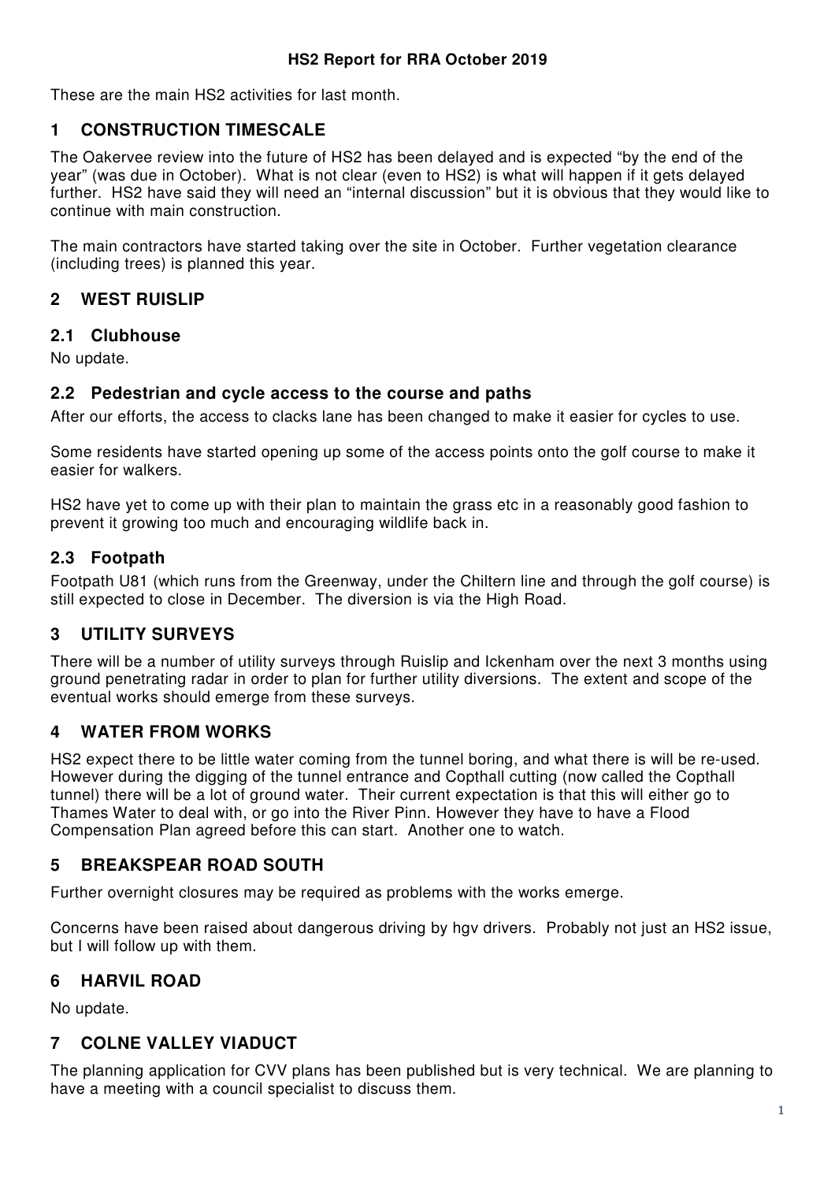**HS2 Report for RRA October 2019**

These are the main HS2 activities for last month.

## 1 CONSTRUCTION TIMESCALE

The Oakervee review into the future of HS2 has been delayed and is expected "by the end of the year" (was due in October). What is not clear (even to HS2) is what will happen if it gets delayed further. HS2 have said they will need an "internal discussion" but it is obvious that they would like to continue with main construction.

The main contractors have started taking over the site in October. Further vegetation clearance (including trees) is planned this year.

## 2 WEST RUISLIP

### 2.1 Clubhouse

No update.

### 2.2 Pedestrian and cycle access to the course and paths

After our efforts, the access to clacks lane has been changed to make it easier for cycles to use.

Some residents have started opening up some of the access points onto the golf course to make it easier for walkers.

HS2 have yet to come up with their plan to maintain the grass etc in a reasonably good fashion to prevent it growing too much and encouraging wildlife back in.

### 2.3 Footpath

Footpath U81 (which runs from the Greenway, under the Chiltern line and through the golf course) is still expected to close in December. The diversion is via the High Road.

## 3 UTILITY SURVEYS

There will be a number of utility surveys through Ruislip and Ickenham over the next 3 months using ground penetrating radar in order to plan for further utility diversions. The extent and scope of the eventual works should emerge from these surveys.

## 4 WATER FROM WORKS

HS2 expect there to be little water coming from the tunnel boring, and what there is will be re-used. However during the digging of the tunnel entrance and Copthall cutting (now called the Copthall tunnel) there will be a lot of ground water. Their current expectation is that this will either go to Thames Water to deal with, or go into the River Pinn. However they have to have a Flood Compensation Plan agreed before this can start. Another one to watch.

## 5 BREAKSPEAR ROAD SOUTH

Further overnight closures may be required as problems with the works emerge.

Concerns have been raised about dangerous driving by hgv drivers. Probably not just an HS2 issue, but I will follow up with them.

## 6 HARVIL ROAD

No update.

## 7 COLNE VALLEY VIADUCT

The planning application for CVV plans has been published but is very technical. We are planning to have a meeting with a council specialist to discuss them.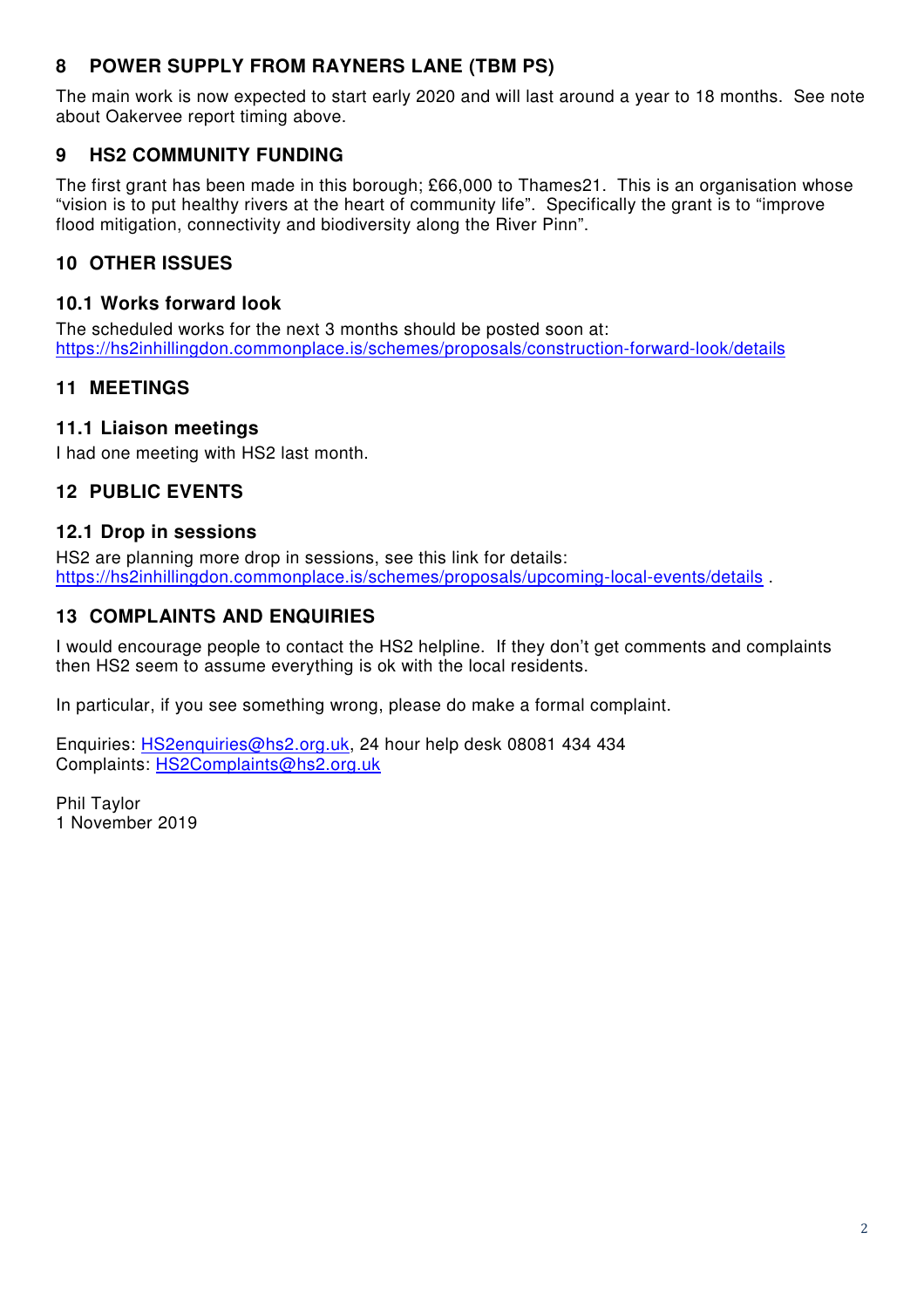## 8 POWER SUPPLY FROM RAYNERS LANE (TBM PS)

The main work is now expected to start early 2020 and will last around a year to 18 months. See note about Oakervee report timing above.

## 9 HS2 COMMUNITY FUNDING

The first grant has been made in this borough; £66,000 to Thames21. This is an organisation whose "vision is to put healthy rivers at the heart of community life". Specifically the grant is to "improve flood mitigation, connectivity and biodiversity along the River Pinn".

## 10 OTHER ISSUES

### 10.1 Works forward look

The scheduled works for the next 3 months should be posted soon at:
https://hs2inhillingdon.commonplace.is/schemes/proposals/construction-forward-look/details

## 11 MEETINGS

### 11.1 Liaison meetings

I had one meeting with HS2 last month.

## 12 PUBLIC EVENTS

### 12.1 Drop in sessions

HS2 are planning more drop in sessions, see this link for details:
https://hs2inhillingdon.commonplace.is/schemes/proposals/upcoming-local-events/details .

## 13 COMPLAINTS AND ENQUIRIES

I would encourage people to contact the HS2 helpline. If they don't get comments and complaints then HS2 seem to assume everything is ok with the local residents.

In particular, if you see something wrong, please do make a formal complaint.

Enquiries: HS2enquiries@hs2.org.uk, 24 hour help desk 08081 434 434
Complaints: HS2Complaints@hs2.org.uk

Phil Taylor
1 November 2019